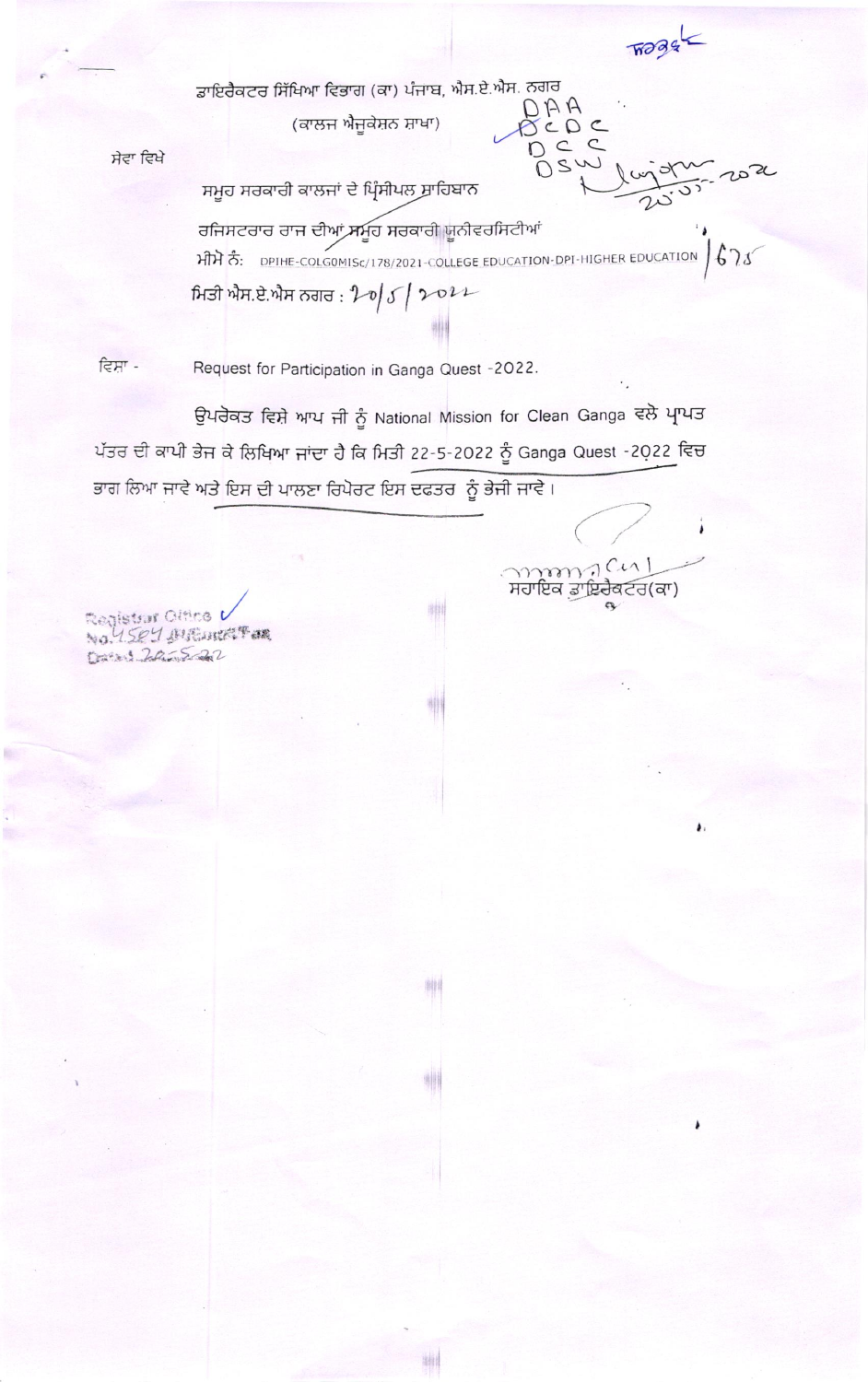ਡਾਇਰੈਕਟਰ ਸਿੱਖਿਆ ਵਿਭਾਗ (ਕਾ) ਪੰਜਾਬ, ਐਸ.ਏ.ਐਸ. ਨਗਰ

(ਕਾਲਜ ਐਜੂਕੇਸ਼ਨ ਸ਼ਾਖਾ)

ਸੇਵਾ ਵਿਖੇ

ਸਮੂਹ ਸਰਕਾਰੀ ਕਾਲਜਾਂ ਦੇ ਪ੍ਰਿੰਸੀਪਲ ਸਾਹਿਬਾਨ

ਰਜਿਸਟਰਾਰ ਰਾਜ ਦੀਆਂ ਸਮੂਹ ਸਰਕਾਰੀ ਯੂਨੀਵਰਸਿਟੀਆਂ

ਮੀਮੋ ਨੰ: DPIHE-COLGOMISc/178/2021-COLLEGE EDUCATION-DPI-HIGHER EDUCATION / 675

ਮਿਤੀ ਐਸ.ਏ.ਐਸ ਨਗਰ : 20/5/2022

ਵਿਸ਼ਾ - Request for Participation in Ganga Quest -2022.

ਉਪਰੋਕਤ ਵਿਸ਼ੇ ਆਪ ਜੀ ਨੂੰ National Mission for Clean Ganga ਵਲੋ ਪ੍ਰਾਪਤ ਪੱਤਰ ਦੀ ਕਾਪੀ ਭੇਜ ਕੇ ਲਿਖਿਆ ਜਾਂਦਾ ਹੈ ਕਿ ਮਿਤੀ 22-5-2022 ਨੂੰ Ganga Quest -2022 ਵਿਚ ਭਾਗ ਲਿਆ ਜਾਵੇ ਅਤੇ ਇਸ ਦੀ ਪਾਲਣਾ ਰਿਪੋਰਟ ਇਸ ਦਫਤਰ ਨੂੰ ਭੇਜੀ ਜਾਵੇ ।

ਸਹਾਇਕ ਡਾਇਰੈਕਟਰ(ਕਾ)

Registrar Office
No. 4584
Dated 20-5-22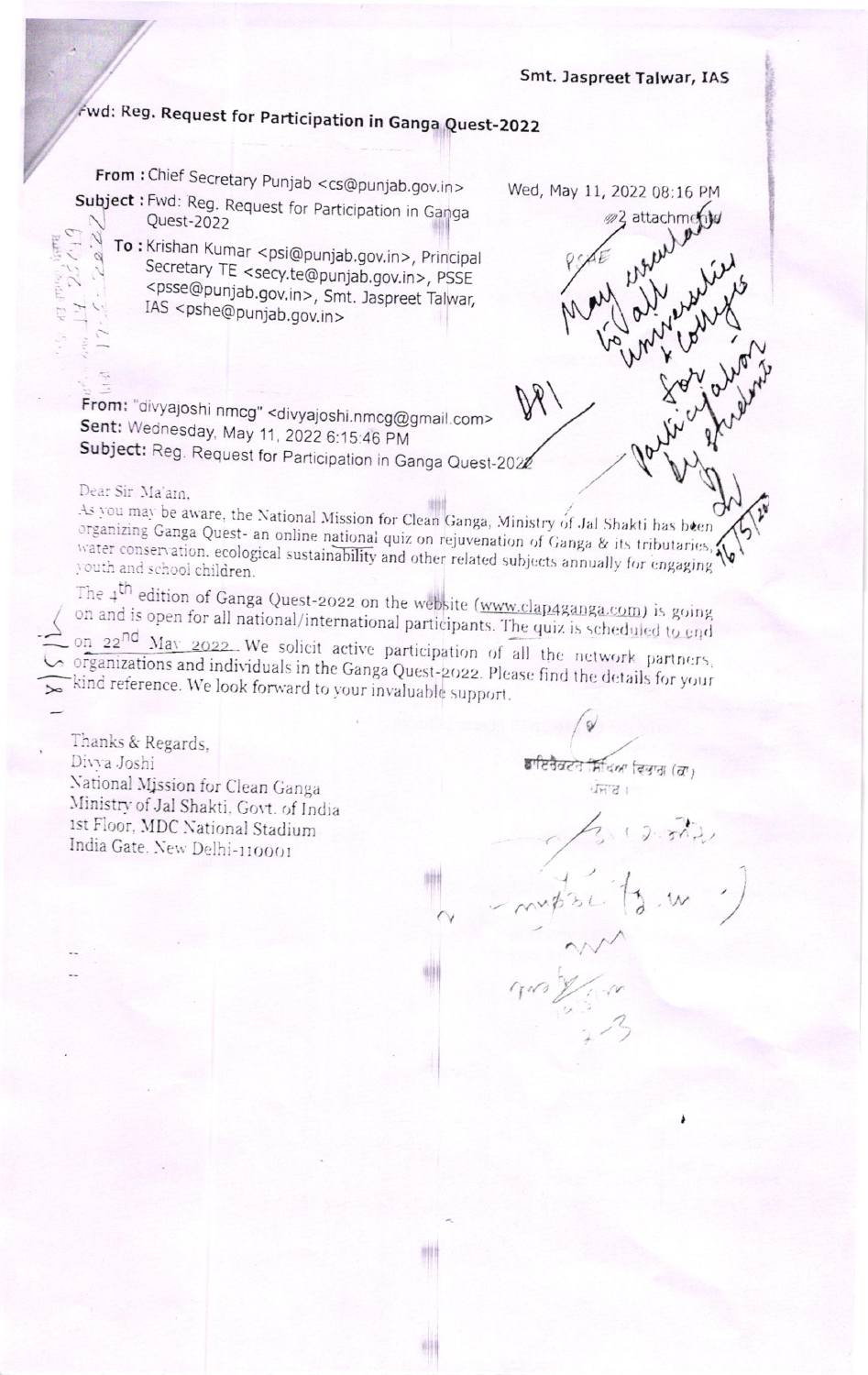Smt. Jaspreet Talwar, IAS

# Fwd: Reg. Request for Participation in Ganga Quest-2022

**From :** Chief Secretary Punjab <cs@punjab.gov.in>

Wed, May 11, 2022 08:16 PM

2 attachments

**Subject :** Fwd: Reg. Request for Participation in Ganga Quest-2022

**To :** Krishan Kumar <psi@punjab.gov.in>, Principal Secretary TE <secy.te@punjab.gov.in>, PSSE <psse@punjab.gov.in>, Smt. Jaspreet Talwar, IAS <pshe@punjab.gov.in>

PSHE
May circulate to all universities & colleges for participation by students

DPI

16/5/22

**From:** "divyajoshi nmcg" <divyajoshi.nmcg@gmail.com>
**Sent:** Wednesday, May 11, 2022 6:15:46 PM
**Subject:** Reg. Request for Participation in Ganga Quest-2022

Dear Sir/Ma'am,

As you may be aware, the National Mission for Clean Ganga, Ministry of Jal Shakti has been organizing Ganga Quest- an online national quiz on rejuvenation of Ganga & its tributaries, water conservation, ecological sustainability and other related subjects annually for engaging youth and school children.

The 4th edition of Ganga Quest-2022 on the website (www.clap4ganga.com) is going on and is open for all national/international participants. The quiz is scheduled to end on 22nd May 2022. We solicit active participation of all the network partners, organizations and individuals in the Ganga Quest-2022. Please find the details for your kind reference. We look forward to your invaluable support.

Thanks & Regards,
Divya Joshi
National Mission for Clean Ganga
Ministry of Jal Shakti, Govt. of India
1st Floor, MDC National Stadium
India Gate, New Delhi-110001

--
--

ਡਾਇਰੈਕਟਰ ਸਿੱਖਿਆ ਵਿਭਾਗ (ਕ)
ਪੰਜਾਬ ।